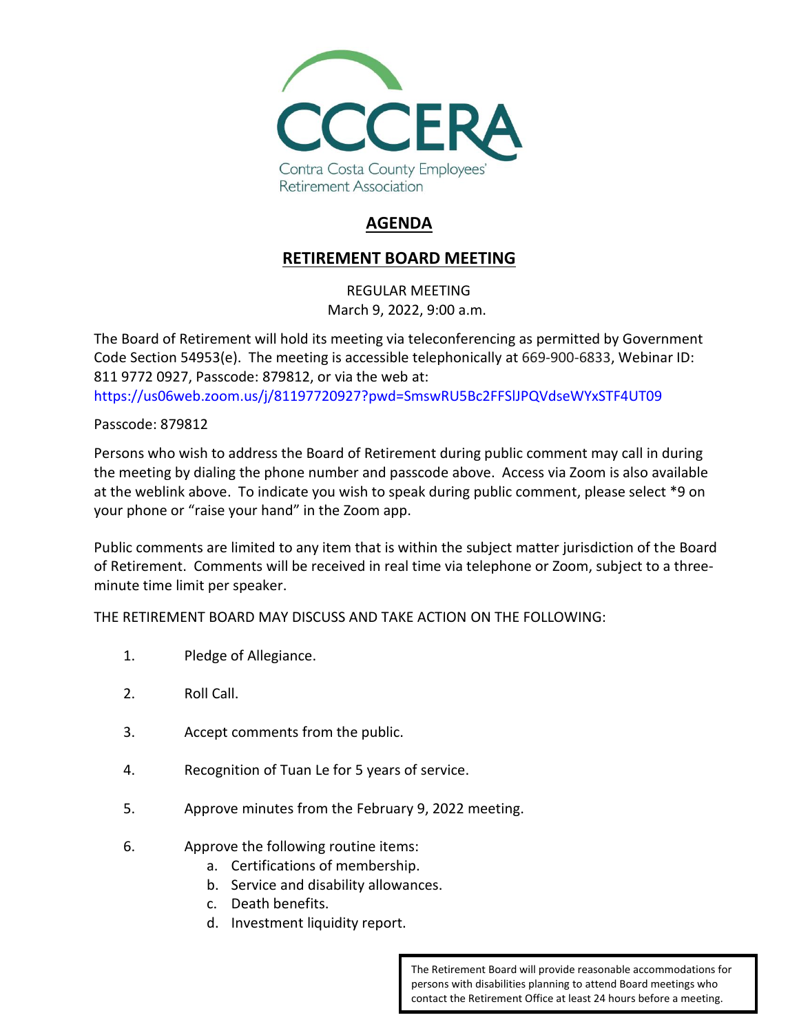CCCERA

Contra Costa County Employees' Retirement Association

# AGENDA

## RETIREMENT BOARD MEETING

REGULAR MEETING
March 9, 2022, 9:00 a.m.

The Board of Retirement will hold its meeting via teleconferencing as permitted by Government Code Section 54953(e). The meeting is accessible telephonically at 669-900-6833, Webinar ID: 811 9772 0927, Passcode: 879812, or via the web at: https://us06web.zoom.us/j/81197720927?pwd=SmswRU5Bc2FFSlJPQVdseWYxSTF4UT09

Passcode: 879812

Persons who wish to address the Board of Retirement during public comment may call in during the meeting by dialing the phone number and passcode above. Access via Zoom is also available at the weblink above. To indicate you wish to speak during public comment, please select *9 on your phone or "raise your hand" in the Zoom app.

Public comments are limited to any item that is within the subject matter jurisdiction of the Board of Retirement. Comments will be received in real time via telephone or Zoom, subject to a three-minute time limit per speaker.

THE RETIREMENT BOARD MAY DISCUSS AND TAKE ACTION ON THE FOLLOWING:

1. Pledge of Allegiance.

2. Roll Call.

3. Accept comments from the public.

4. Recognition of Tuan Le for 5 years of service.

5. Approve minutes from the February 9, 2022 meeting.

6. Approve the following routine items:
   a. Certifications of membership.
   b. Service and disability allowances.
   c. Death benefits.
   d. Investment liquidity report.

The Retirement Board will provide reasonable accommodations for persons with disabilities planning to attend Board meetings who contact the Retirement Office at least 24 hours before a meeting.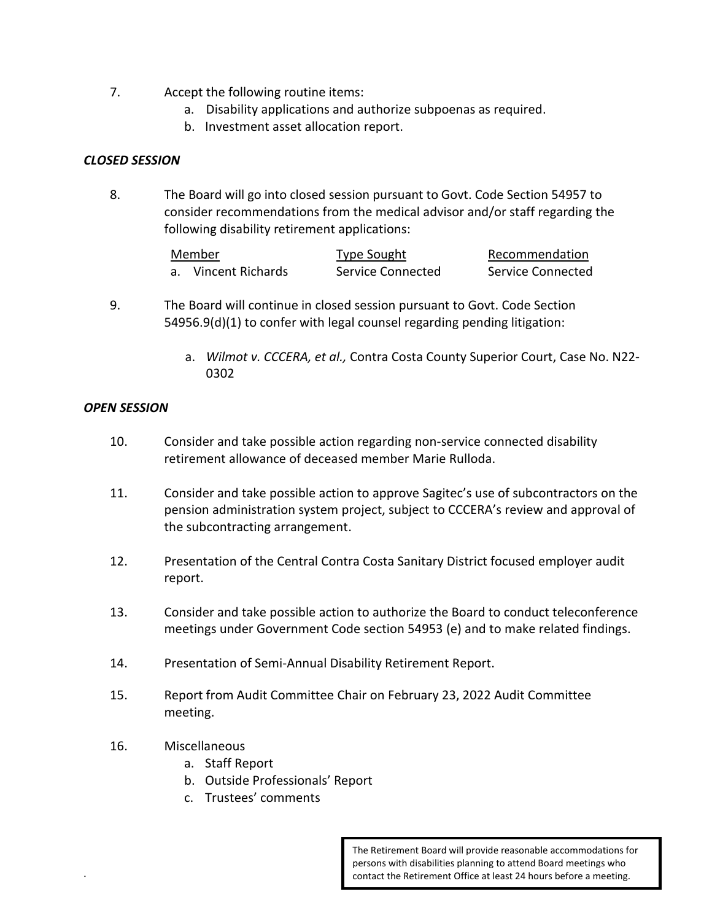7. Accept the following routine items:
    a. Disability applications and authorize subpoenas as required.
    b. Investment asset allocation report.

***CLOSED SESSION***

8. The Board will go into closed session pursuant to Govt. Code Section 54957 to consider recommendations from the medical advisor and/or staff regarding the following disability retirement applications:

| Member | Type Sought | Recommendation |
|---|---|---|
| a. Vincent Richards | Service Connected | Service Connected |

9. The Board will continue in closed session pursuant to Govt. Code Section 54956.9(d)(1) to confer with legal counsel regarding pending litigation:

    a. *Wilmot v. CCCERA, et al.,* Contra Costa County Superior Court, Case No. N22-0302

***OPEN SESSION***

10. Consider and take possible action regarding non-service connected disability retirement allowance of deceased member Marie Rulloda.

11. Consider and take possible action to approve Sagitec's use of subcontractors on the pension administration system project, subject to CCCERA's review and approval of the subcontracting arrangement.

12. Presentation of the Central Contra Costa Sanitary District focused employer audit report.

13. Consider and take possible action to authorize the Board to conduct teleconference meetings under Government Code section 54953 (e) and to make related findings.

14. Presentation of Semi-Annual Disability Retirement Report.

15. Report from Audit Committee Chair on February 23, 2022 Audit Committee meeting.

16. Miscellaneous
    a. Staff Report
    b. Outside Professionals' Report
    c. Trustees' comments

The Retirement Board will provide reasonable accommodations for persons with disabilities planning to attend Board meetings who contact the Retirement Office at least 24 hours before a meeting.